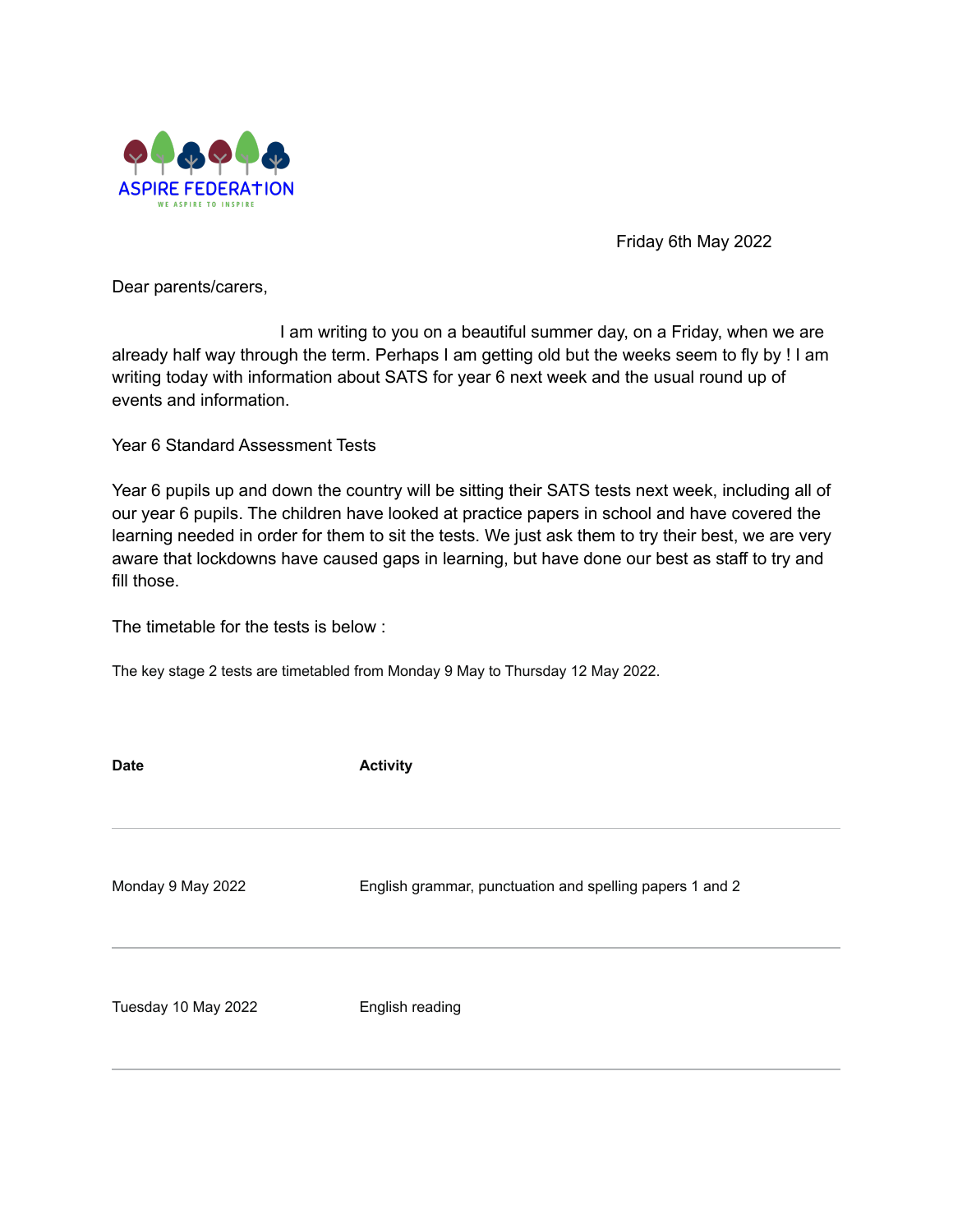ASPIRE FEDERATION

WE ASPIRE TO INSPIRE

Friday 6th May 2022

Dear parents/carers,

I am writing to you on a beautiful summer day, on a Friday, when we are already half way through the term. Perhaps I am getting old but the weeks seem to fly by ! I am writing today with information about SATS for year 6 next week and the usual round up of events and information.

Year 6 Standard Assessment Tests

Year 6 pupils up and down the country will be sitting their SATS tests next week, including all of our year 6 pupils. The children have looked at practice papers in school and have covered the learning needed in order for them to sit the tests. We just ask them to try their best, we are very aware that lockdowns have caused gaps in learning, but have done our best as staff to try and fill those.

The timetable for the tests is below :

The key stage 2 tests are timetabled from Monday 9 May to Thursday 12 May 2022.

| **Date** | **Activity** |
| --- | --- |
| Monday 9 May 2022 | English grammar, punctuation and spelling papers 1 and 2 |
| Tuesday 10 May 2022 | English reading |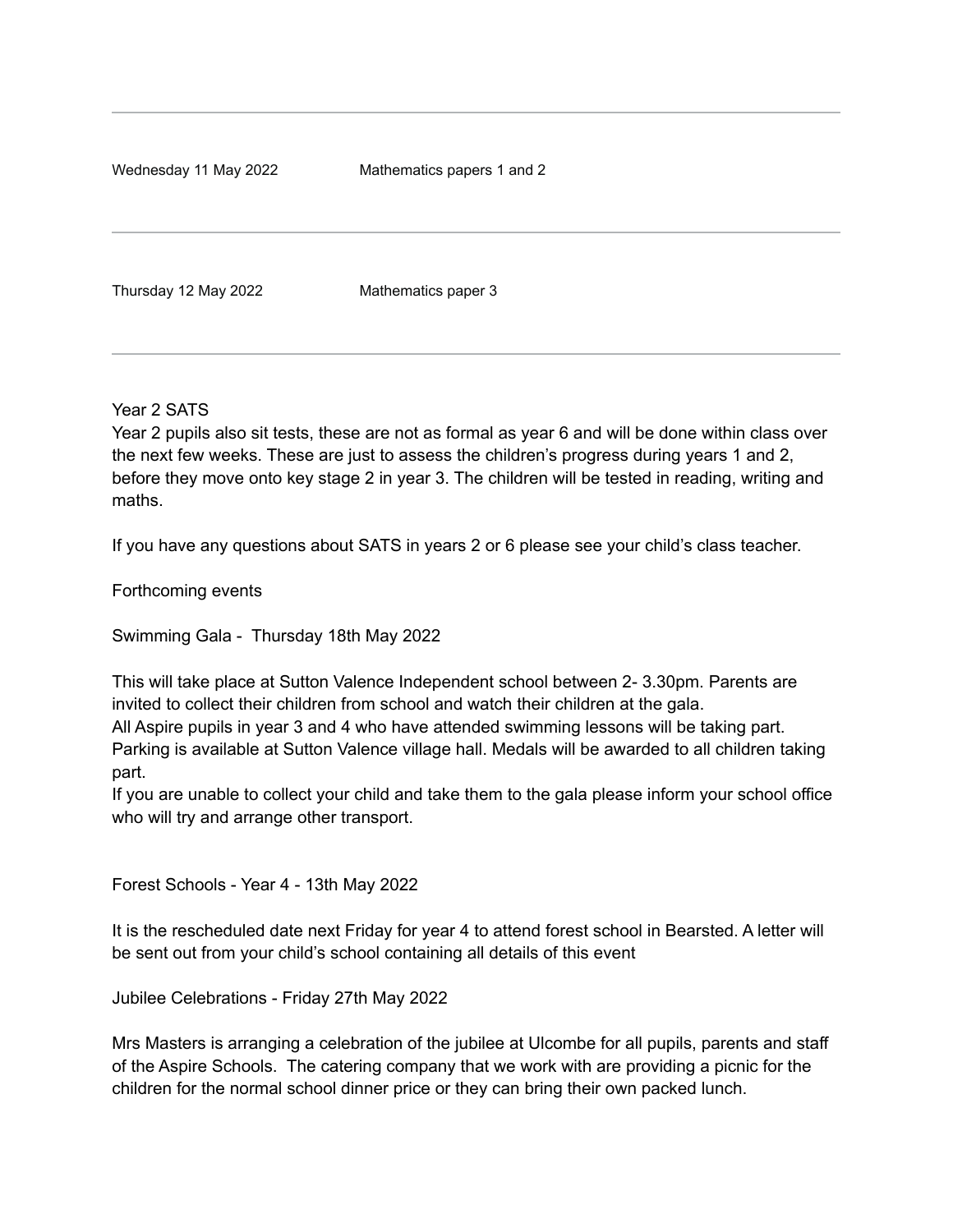| | |
|---|---|
| Wednesday 11 May 2022 | Mathematics papers 1 and 2 |
| Thursday 12 May 2022 | Mathematics paper 3 |

Year 2 SATS

Year 2 pupils also sit tests, these are not as formal as year 6 and will be done within class over the next few weeks. These are just to assess the children's progress during years 1 and 2, before they move onto key stage 2 in year 3. The children will be tested in reading, writing and maths.

If you have any questions about SATS in years 2 or 6 please see your child's class teacher.

Forthcoming events

Swimming Gala - Thursday 18th May 2022

This will take place at Sutton Valence Independent school between 2- 3.30pm. Parents are invited to collect their children from school and watch their children at the gala.
All Aspire pupils in year 3 and 4 who have attended swimming lessons will be taking part.
Parking is available at Sutton Valence village hall. Medals will be awarded to all children taking part.
If you are unable to collect your child and take them to the gala please inform your school office who will try and arrange other transport.

Forest Schools - Year 4 - 13th May 2022

It is the rescheduled date next Friday for year 4 to attend forest school in Bearsted. A letter will be sent out from your child's school containing all details of this event

Jubilee Celebrations - Friday 27th May 2022

Mrs Masters is arranging a celebration of the jubilee at Ulcombe for all pupils, parents and staff of the Aspire Schools. The catering company that we work with are providing a picnic for the children for the normal school dinner price or they can bring their own packed lunch.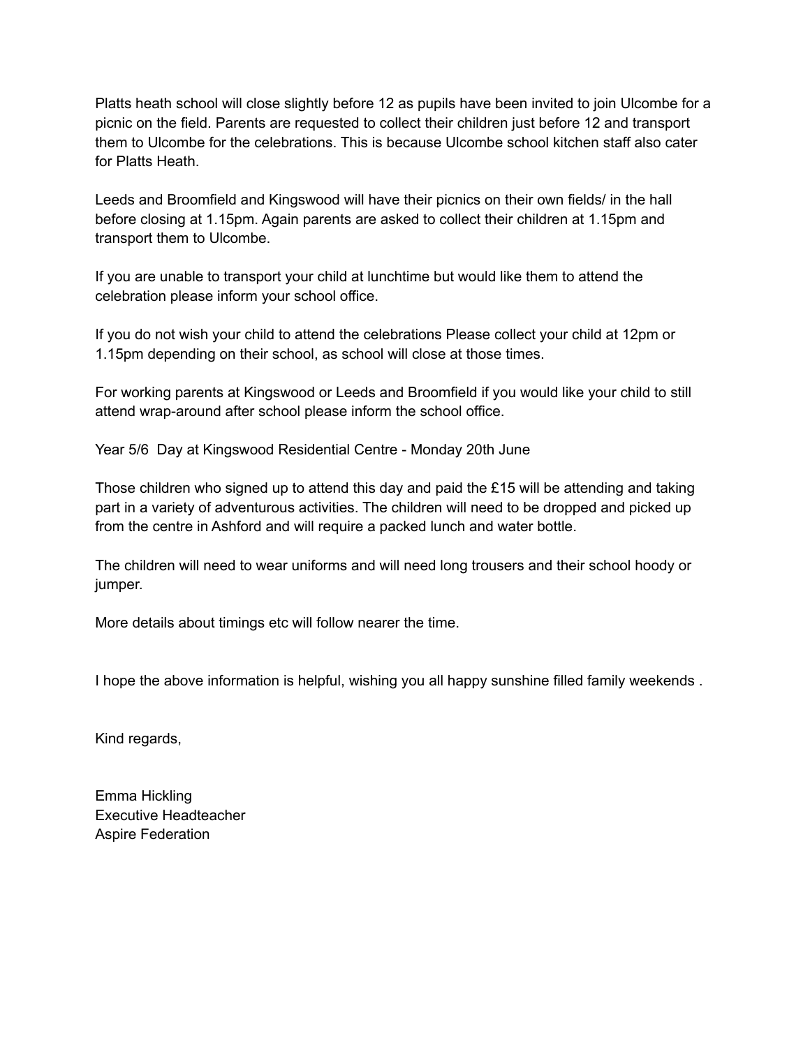Platts heath school will close slightly before 12 as pupils have been invited to join Ulcombe for a picnic on the field. Parents are requested to collect their children just before 12 and transport them to Ulcombe for the celebrations. This is because Ulcombe school kitchen staff also cater for Platts Heath.

Leeds and Broomfield and Kingswood will have their picnics on their own fields/ in the hall before closing at 1.15pm. Again parents are asked to collect their children at 1.15pm and transport them to Ulcombe.

If you are unable to transport your child at lunchtime but would like them to attend the celebration please inform your school office.

If you do not wish your child to attend the celebrations Please collect your child at 12pm or 1.15pm depending on their school, as school will close at those times.

For working parents at Kingswood or Leeds and Broomfield if you would like your child to still attend wrap-around after school please inform the school office.

Year 5/6  Day at Kingswood Residential Centre - Monday 20th June

Those children who signed up to attend this day and paid the £15 will be attending and taking part in a variety of adventurous activities. The children will need to be dropped and picked up from the centre in Ashford and will require a packed lunch and water bottle.

The children will need to wear uniforms and will need long trousers and their school hoody or jumper.

More details about timings etc will follow nearer the time.

I hope the above information is helpful, wishing you all happy sunshine filled family weekends .

Kind regards,

Emma Hickling
Executive Headteacher
Aspire Federation